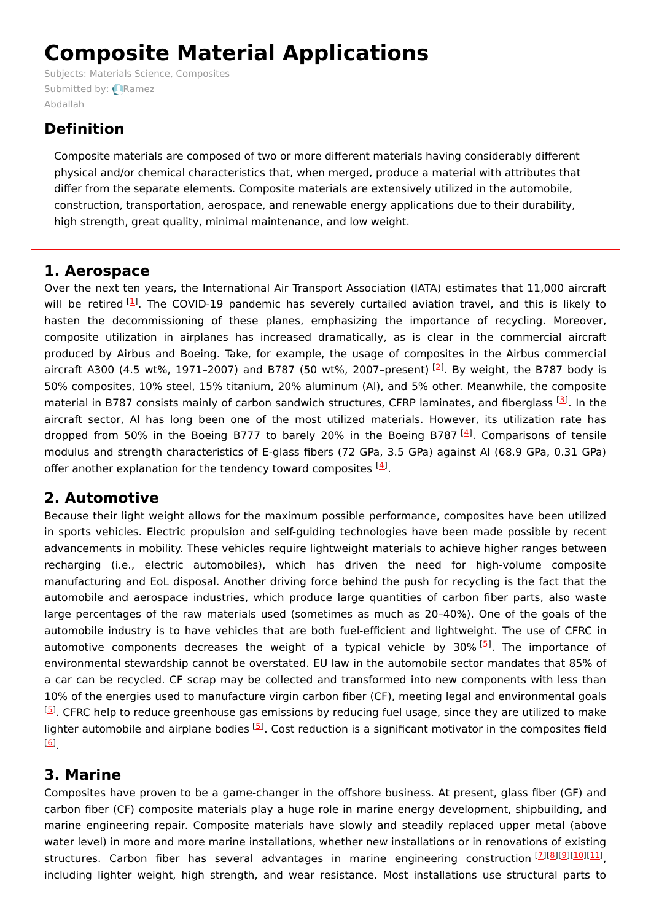# Composite Material Applications

Subjects: Materials Science, Composites

Submitted by: Ramez Abdallah

## Definition

Composite materials are composed of two or more different materials having considerably different physical and/or chemical characteristics that, when merged, produce a material with attributes that differ from the separate elements. Composite materials are extensively utilized in the automobile, construction, transportation, aerospace, and renewable energy applications due to their durability, high strength, great quality, minimal maintenance, and low weight.

## 1. Aerospace

Over the next ten years, the International Air Transport Association (IATA) estimates that 11,000 aircraft will be retired [1]. The COVID-19 pandemic has severely curtailed aviation travel, and this is likely to hasten the decommissioning of these planes, emphasizing the importance of recycling. Moreover, composite utilization in airplanes has increased dramatically, as is clear in the commercial aircraft produced by Airbus and Boeing. Take, for example, the usage of composites in the Airbus commercial aircraft A300 (4.5 wt%, 1971–2007) and B787 (50 wt%, 2007–present) [2]. By weight, the B787 body is 50% composites, 10% steel, 15% titanium, 20% aluminum (Al), and 5% other. Meanwhile, the composite material in B787 consists mainly of carbon sandwich structures, CFRP laminates, and fiberglass [3]. In the aircraft sector, Al has long been one of the most utilized materials. However, its utilization rate has dropped from 50% in the Boeing B777 to barely 20% in the Boeing B787 [4]. Comparisons of tensile modulus and strength characteristics of E-glass fibers (72 GPa, 3.5 GPa) against Al (68.9 GPa, 0.31 GPa) offer another explanation for the tendency toward composites [4].

## 2. Automotive

Because their light weight allows for the maximum possible performance, composites have been utilized in sports vehicles. Electric propulsion and self-guiding technologies have been made possible by recent advancements in mobility. These vehicles require lightweight materials to achieve higher ranges between recharging (i.e., electric automobiles), which has driven the need for high-volume composite manufacturing and EoL disposal. Another driving force behind the push for recycling is the fact that the automobile and aerospace industries, which produce large quantities of carbon fiber parts, also waste large percentages of the raw materials used (sometimes as much as 20–40%). One of the goals of the automobile industry is to have vehicles that are both fuel-efficient and lightweight. The use of CFRC in automotive components decreases the weight of a typical vehicle by 30% [5]. The importance of environmental stewardship cannot be overstated. EU law in the automobile sector mandates that 85% of a car can be recycled. CF scrap may be collected and transformed into new components with less than 10% of the energies used to manufacture virgin carbon fiber (CF), meeting legal and environmental goals [5]. CFRC help to reduce greenhouse gas emissions by reducing fuel usage, since they are utilized to make lighter automobile and airplane bodies [5]. Cost reduction is a significant motivator in the composites field [6].

## 3. Marine

Composites have proven to be a game-changer in the offshore business. At present, glass fiber (GF) and carbon fiber (CF) composite materials play a huge role in marine energy development, shipbuilding, and marine engineering repair. Composite materials have slowly and steadily replaced upper metal (above water level) in more and more marine installations, whether new installations or in renovations of existing structures. Carbon fiber has several advantages in marine engineering construction [7][8][9][10][11], including lighter weight, high strength, and wear resistance. Most installations use structural parts to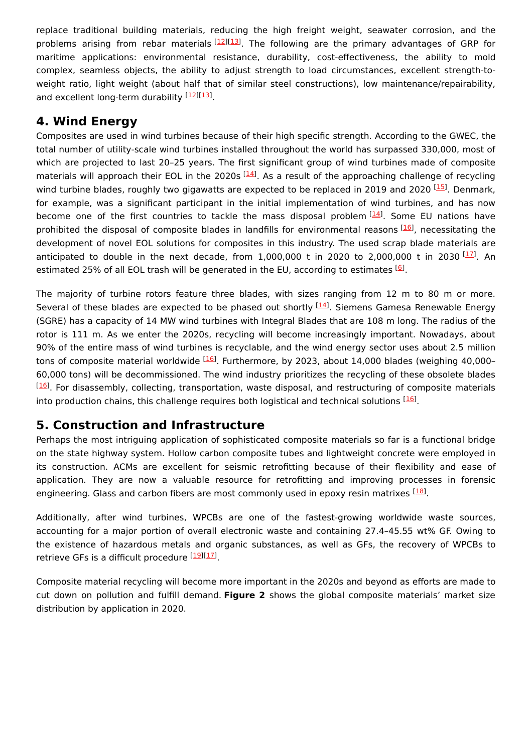replace traditional building materials, reducing the high freight weight, seawater corrosion, and the problems arising from rebar materials [12][13]. The following are the primary advantages of GRP for maritime applications: environmental resistance, durability, cost-effectiveness, the ability to mold complex, seamless objects, the ability to adjust strength to load circumstances, excellent strength-to-weight ratio, light weight (about half that of similar steel constructions), low maintenance/repairability, and excellent long-term durability [12][13].

## 4. Wind Energy

Composites are used in wind turbines because of their high specific strength. According to the GWEC, the total number of utility-scale wind turbines installed throughout the world has surpassed 330,000, most of which are projected to last 20–25 years. The first significant group of wind turbines made of composite materials will approach their EOL in the 2020s [14]. As a result of the approaching challenge of recycling wind turbine blades, roughly two gigawatts are expected to be replaced in 2019 and 2020 [15]. Denmark, for example, was a significant participant in the initial implementation of wind turbines, and has now become one of the first countries to tackle the mass disposal problem [14]. Some EU nations have prohibited the disposal of composite blades in landfills for environmental reasons [16], necessitating the development of novel EOL solutions for composites in this industry. The used scrap blade materials are anticipated to double in the next decade, from 1,000,000 t in 2020 to 2,000,000 t in 2030 [17]. An estimated 25% of all EOL trash will be generated in the EU, according to estimates [6].

The majority of turbine rotors feature three blades, with sizes ranging from 12 m to 80 m or more. Several of these blades are expected to be phased out shortly [14]. Siemens Gamesa Renewable Energy (SGRE) has a capacity of 14 MW wind turbines with Integral Blades that are 108 m long. The radius of the rotor is 111 m. As we enter the 2020s, recycling will become increasingly important. Nowadays, about 90% of the entire mass of wind turbines is recyclable, and the wind energy sector uses about 2.5 million tons of composite material worldwide [16]. Furthermore, by 2023, about 14,000 blades (weighing 40,000–60,000 tons) will be decommissioned. The wind industry prioritizes the recycling of these obsolete blades [16]. For disassembly, collecting, transportation, waste disposal, and restructuring of composite materials into production chains, this challenge requires both logistical and technical solutions [16].

## 5. Construction and Infrastructure

Perhaps the most intriguing application of sophisticated composite materials so far is a functional bridge on the state highway system. Hollow carbon composite tubes and lightweight concrete were employed in its construction. ACMs are excellent for seismic retrofitting because of their flexibility and ease of application. They are now a valuable resource for retrofitting and improving processes in forensic engineering. Glass and carbon fibers are most commonly used in epoxy resin matrixes [18].

Additionally, after wind turbines, WPCBs are one of the fastest-growing worldwide waste sources, accounting for a major portion of overall electronic waste and containing 27.4–45.55 wt% GF. Owing to the existence of hazardous metals and organic substances, as well as GFs, the recovery of WPCBs to retrieve GFs is a difficult procedure [19][17].

Composite material recycling will become more important in the 2020s and beyond as efforts are made to cut down on pollution and fulfill demand. **Figure 2** shows the global composite materials' market size distribution by application in 2020.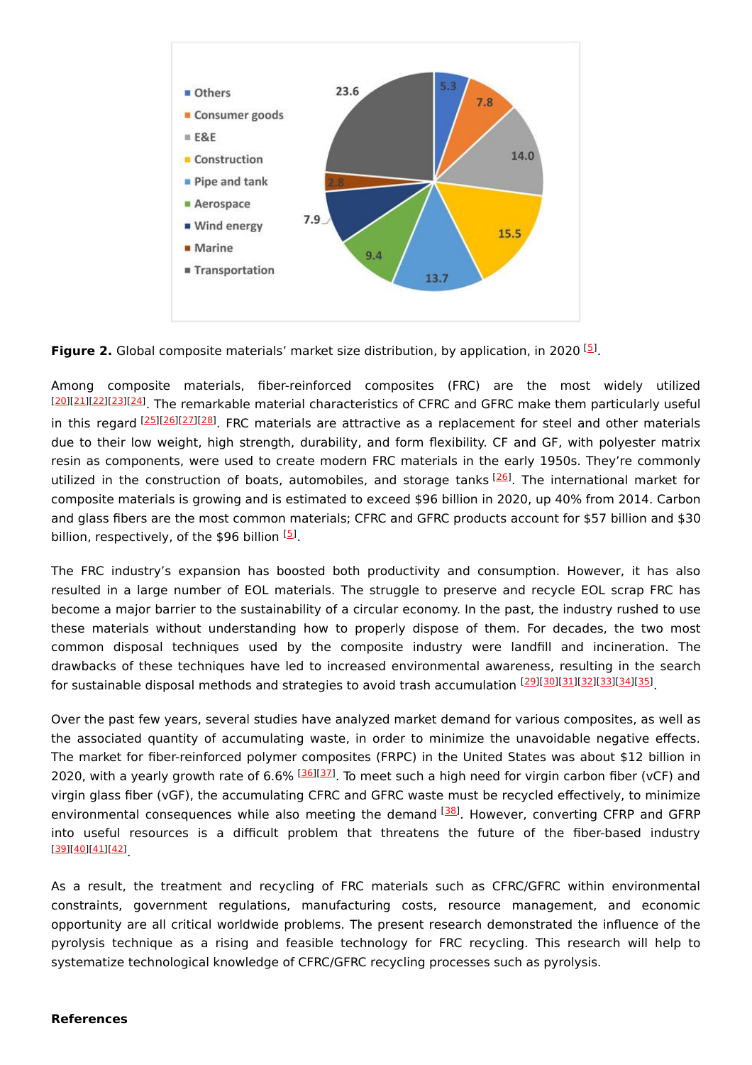**Figure 2.** Global composite materials' market size distribution, by application, in 2020 [5].

Among composite materials, fiber-reinforced composites (FRC) are the most widely utilized [20][21][22][23][24]. The remarkable material characteristics of CFRC and GFRC make them particularly useful in this regard [25][26][27][28]. FRC materials are attractive as a replacement for steel and other materials due to their low weight, high strength, durability, and form flexibility. CF and GF, with polyester matrix resin as components, were used to create modern FRC materials in the early 1950s. They're commonly utilized in the construction of boats, automobiles, and storage tanks [26]. The international market for composite materials is growing and is estimated to exceed $96 billion in 2020, up 40% from 2014. Carbon and glass fibers are the most common materials; CFRC and GFRC products account for $57 billion and $30 billion, respectively, of the $96 billion [5].

The FRC industry's expansion has boosted both productivity and consumption. However, it has also resulted in a large number of EOL materials. The struggle to preserve and recycle EOL scrap FRC has become a major barrier to the sustainability of a circular economy. In the past, the industry rushed to use these materials without understanding how to properly dispose of them. For decades, the two most common disposal techniques used by the composite industry were landfill and incineration. The drawbacks of these techniques have led to increased environmental awareness, resulting in the search for sustainable disposal methods and strategies to avoid trash accumulation [29][30][31][32][33][34][35].

Over the past few years, several studies have analyzed market demand for various composites, as well as the associated quantity of accumulating waste, in order to minimize the unavoidable negative effects. The market for fiber-reinforced polymer composites (FRPC) in the United States was about $12 billion in 2020, with a yearly growth rate of 6.6% [36][37]. To meet such a high need for virgin carbon fiber (vCF) and virgin glass fiber (vGF), the accumulating CFRC and GFRC waste must be recycled effectively, to minimize environmental consequences while also meeting the demand [38]. However, converting CFRP and GFRP into useful resources is a difficult problem that threatens the future of the fiber-based industry [39][40][41][42].

As a result, the treatment and recycling of FRC materials such as CFRC/GFRC within environmental constraints, government regulations, manufacturing costs, resource management, and economic opportunity are all critical worldwide problems. The present research demonstrated the influence of the pyrolysis technique as a rising and feasible technology for FRC recycling. This research will help to systematize technological knowledge of CFRC/GFRC recycling processes such as pyrolysis.

**References**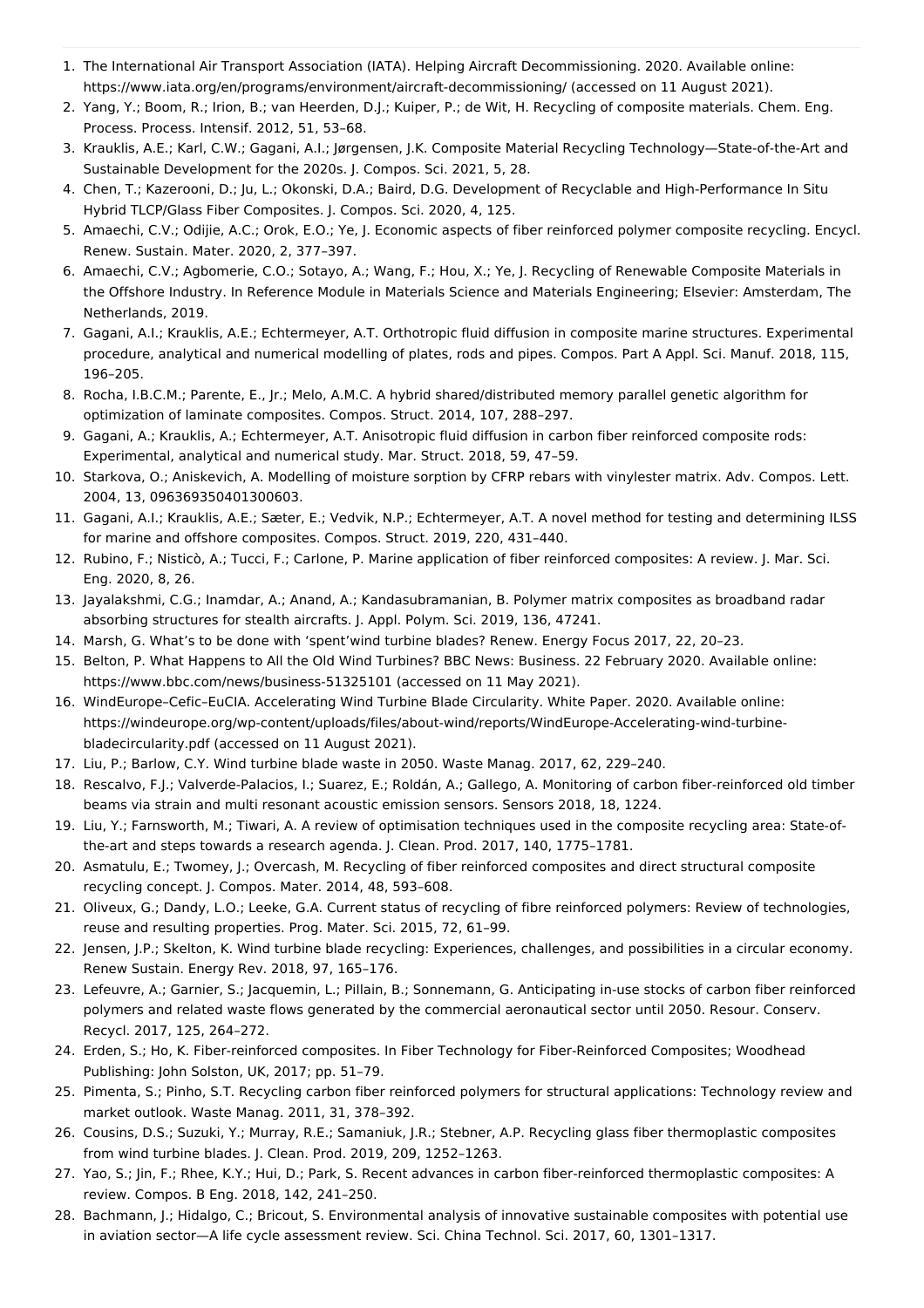1. The International Air Transport Association (IATA). Helping Aircraft Decommissioning. 2020. Available online: https://www.iata.org/en/programs/environment/aircraft-decommissioning/ (accessed on 11 August 2021).
2. Yang, Y.; Boom, R.; Irion, B.; van Heerden, D.J.; Kuiper, P.; de Wit, H. Recycling of composite materials. Chem. Eng. Process. Process. Intensif. 2012, 51, 53–68.
3. Krauklis, A.E.; Karl, C.W.; Gagani, A.I.; Jørgensen, J.K. Composite Material Recycling Technology—State-of-the-Art and Sustainable Development for the 2020s. J. Compos. Sci. 2021, 5, 28.
4. Chen, T.; Kazerooni, D.; Ju, L.; Okonski, D.A.; Baird, D.G. Development of Recyclable and High-Performance In Situ Hybrid TLCP/Glass Fiber Composites. J. Compos. Sci. 2020, 4, 125.
5. Amaechi, C.V.; Odijie, A.C.; Orok, E.O.; Ye, J. Economic aspects of fiber reinforced polymer composite recycling. Encycl. Renew. Sustain. Mater. 2020, 2, 377–397.
6. Amaechi, C.V.; Agbomerie, C.O.; Sotayo, A.; Wang, F.; Hou, X.; Ye, J. Recycling of Renewable Composite Materials in the Offshore Industry. In Reference Module in Materials Science and Materials Engineering; Elsevier: Amsterdam, The Netherlands, 2019.
7. Gagani, A.I.; Krauklis, A.E.; Echtermeyer, A.T. Orthotropic fluid diffusion in composite marine structures. Experimental procedure, analytical and numerical modelling of plates, rods and pipes. Compos. Part A Appl. Sci. Manuf. 2018, 115, 196–205.
8. Rocha, I.B.C.M.; Parente, E., Jr.; Melo, A.M.C. A hybrid shared/distributed memory parallel genetic algorithm for optimization of laminate composites. Compos. Struct. 2014, 107, 288–297.
9. Gagani, A.; Krauklis, A.; Echtermeyer, A.T. Anisotropic fluid diffusion in carbon fiber reinforced composite rods: Experimental, analytical and numerical study. Mar. Struct. 2018, 59, 47–59.
10. Starkova, O.; Aniskevich, A. Modelling of moisture sorption by CFRP rebars with vinylester matrix. Adv. Compos. Lett. 2004, 13, 096369350401300603.
11. Gagani, A.I.; Krauklis, A.E.; Sæter, E.; Vedvik, N.P.; Echtermeyer, A.T. A novel method for testing and determining ILSS for marine and offshore composites. Compos. Struct. 2019, 220, 431–440.
12. Rubino, F.; Nisticò, A.; Tucci, F.; Carlone, P. Marine application of fiber reinforced composites: A review. J. Mar. Sci. Eng. 2020, 8, 26.
13. Jayalakshmi, C.G.; Inamdar, A.; Anand, A.; Kandasubramanian, B. Polymer matrix composites as broadband radar absorbing structures for stealth aircrafts. J. Appl. Polym. Sci. 2019, 136, 47241.
14. Marsh, G. What's to be done with 'spent'wind turbine blades? Renew. Energy Focus 2017, 22, 20–23.
15. Belton, P. What Happens to All the Old Wind Turbines? BBC News: Business. 22 February 2020. Available online: https://www.bbc.com/news/business-51325101 (accessed on 11 May 2021).
16. WindEurope–Cefic–EuCIA. Accelerating Wind Turbine Blade Circularity. White Paper. 2020. Available online: https://windeurope.org/wp-content/uploads/files/about-wind/reports/WindEurope-Accelerating-wind-turbine-bladecircularity.pdf (accessed on 11 August 2021).
17. Liu, P.; Barlow, C.Y. Wind turbine blade waste in 2050. Waste Manag. 2017, 62, 229–240.
18. Rescalvo, F.J.; Valverde-Palacios, I.; Suarez, E.; Roldán, A.; Gallego, A. Monitoring of carbon fiber-reinforced old timber beams via strain and multi resonant acoustic emission sensors. Sensors 2018, 18, 1224.
19. Liu, Y.; Farnsworth, M.; Tiwari, A. A review of optimisation techniques used in the composite recycling area: State-of-the-art and steps towards a research agenda. J. Clean. Prod. 2017, 140, 1775–1781.
20. Asmatulu, E.; Twomey, J.; Overcash, M. Recycling of fiber reinforced composites and direct structural composite recycling concept. J. Compos. Mater. 2014, 48, 593–608.
21. Oliveux, G.; Dandy, L.O.; Leeke, G.A. Current status of recycling of fibre reinforced polymers: Review of technologies, reuse and resulting properties. Prog. Mater. Sci. 2015, 72, 61–99.
22. Jensen, J.P.; Skelton, K. Wind turbine blade recycling: Experiences, challenges, and possibilities in a circular economy. Renew Sustain. Energy Rev. 2018, 97, 165–176.
23. Lefeuvre, A.; Garnier, S.; Jacquemin, L.; Pillain, B.; Sonnemann, G. Anticipating in-use stocks of carbon fiber reinforced polymers and related waste flows generated by the commercial aeronautical sector until 2050. Resour. Conserv. Recycl. 2017, 125, 264–272.
24. Erden, S.; Ho, K. Fiber-reinforced composites. In Fiber Technology for Fiber-Reinforced Composites; Woodhead Publishing: John Solston, UK, 2017; pp. 51–79.
25. Pimenta, S.; Pinho, S.T. Recycling carbon fiber reinforced polymers for structural applications: Technology review and market outlook. Waste Manag. 2011, 31, 378–392.
26. Cousins, D.S.; Suzuki, Y.; Murray, R.E.; Samaniuk, J.R.; Stebner, A.P. Recycling glass fiber thermoplastic composites from wind turbine blades. J. Clean. Prod. 2019, 209, 1252–1263.
27. Yao, S.; Jin, F.; Rhee, K.Y.; Hui, D.; Park, S. Recent advances in carbon fiber-reinforced thermoplastic composites: A review. Compos. B Eng. 2018, 142, 241–250.
28. Bachmann, J.; Hidalgo, C.; Bricout, S. Environmental analysis of innovative sustainable composites with potential use in aviation sector—A life cycle assessment review. Sci. China Technol. Sci. 2017, 60, 1301–1317.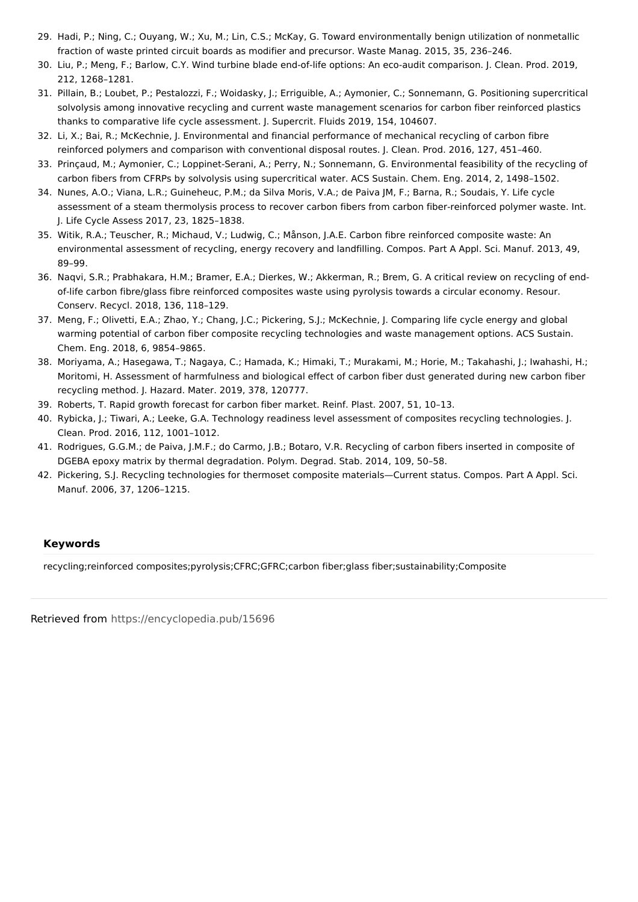29. Hadi, P.; Ning, C.; Ouyang, W.; Xu, M.; Lin, C.S.; McKay, G. Toward environmentally benign utilization of nonmetallic fraction of waste printed circuit boards as modifier and precursor. Waste Manag. 2015, 35, 236–246.
30. Liu, P.; Meng, F.; Barlow, C.Y. Wind turbine blade end-of-life options: An eco-audit comparison. J. Clean. Prod. 2019, 212, 1268–1281.
31. Pillain, B.; Loubet, P.; Pestalozzi, F.; Woidasky, J.; Erriguible, A.; Aymonier, C.; Sonnemann, G. Positioning supercritical solvolysis among innovative recycling and current waste management scenarios for carbon fiber reinforced plastics thanks to comparative life cycle assessment. J. Supercrit. Fluids 2019, 154, 104607.
32. Li, X.; Bai, R.; McKechnie, J. Environmental and financial performance of mechanical recycling of carbon fibre reinforced polymers and comparison with conventional disposal routes. J. Clean. Prod. 2016, 127, 451–460.
33. Prinçaud, M.; Aymonier, C.; Loppinet-Serani, A.; Perry, N.; Sonnemann, G. Environmental feasibility of the recycling of carbon fibers from CFRPs by solvolysis using supercritical water. ACS Sustain. Chem. Eng. 2014, 2, 1498–1502.
34. Nunes, A.O.; Viana, L.R.; Guineheuc, P.M.; da Silva Moris, V.A.; de Paiva JM, F.; Barna, R.; Soudais, Y. Life cycle assessment of a steam thermolysis process to recover carbon fibers from carbon fiber-reinforced polymer waste. Int. J. Life Cycle Assess 2017, 23, 1825–1838.
35. Witik, R.A.; Teuscher, R.; Michaud, V.; Ludwig, C.; Månson, J.A.E. Carbon fibre reinforced composite waste: An environmental assessment of recycling, energy recovery and landfilling. Compos. Part A Appl. Sci. Manuf. 2013, 49, 89–99.
36. Naqvi, S.R.; Prabhakara, H.M.; Bramer, E.A.; Dierkes, W.; Akkerman, R.; Brem, G. A critical review on recycling of end-of-life carbon fibre/glass fibre reinforced composites waste using pyrolysis towards a circular economy. Resour. Conserv. Recycl. 2018, 136, 118–129.
37. Meng, F.; Olivetti, E.A.; Zhao, Y.; Chang, J.C.; Pickering, S.J.; McKechnie, J. Comparing life cycle energy and global warming potential of carbon fiber composite recycling technologies and waste management options. ACS Sustain. Chem. Eng. 2018, 6, 9854–9865.
38. Moriyama, A.; Hasegawa, T.; Nagaya, C.; Hamada, K.; Himaki, T.; Murakami, M.; Horie, M.; Takahashi, J.; Iwahashi, H.; Moritomi, H. Assessment of harmfulness and biological effect of carbon fiber dust generated during new carbon fiber recycling method. J. Hazard. Mater. 2019, 378, 120777.
39. Roberts, T. Rapid growth forecast for carbon fiber market. Reinf. Plast. 2007, 51, 10–13.
40. Rybicka, J.; Tiwari, A.; Leeke, G.A. Technology readiness level assessment of composites recycling technologies. J. Clean. Prod. 2016, 112, 1001–1012.
41. Rodrigues, G.G.M.; de Paiva, J.M.F.; do Carmo, J.B.; Botaro, V.R. Recycling of carbon fibers inserted in composite of DGEBA epoxy matrix by thermal degradation. Polym. Degrad. Stab. 2014, 109, 50–58.
42. Pickering, S.J. Recycling technologies for thermoset composite materials—Current status. Compos. Part A Appl. Sci. Manuf. 2006, 37, 1206–1215.

### Keywords

recycling;reinforced composites;pyrolysis;CFRC;GFRC;carbon fiber;glass fiber;sustainability;Composite

Retrieved from https://encyclopedia.pub/15696